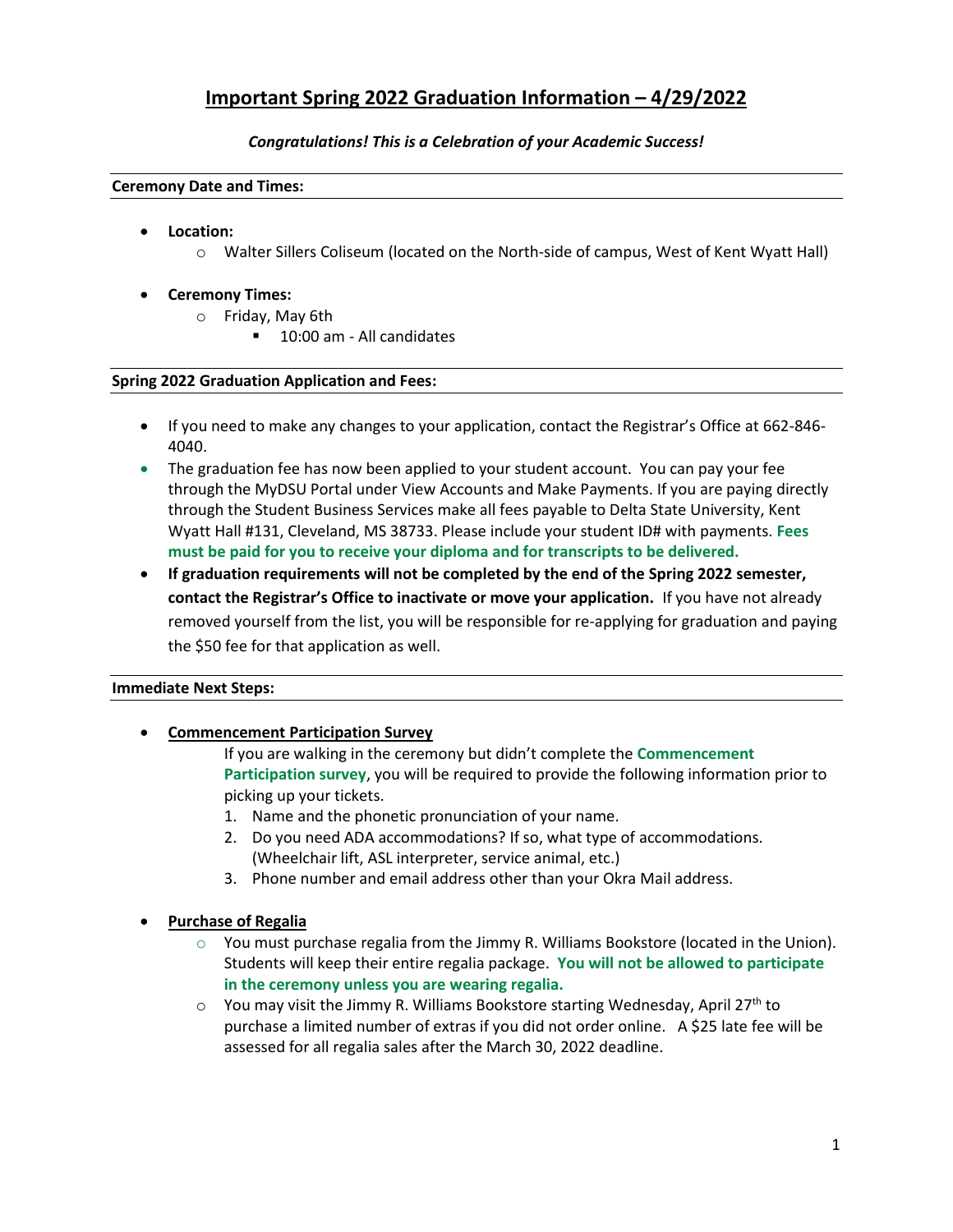# Important Spring 2022 Graduation Information – 4/29/2022

***Congratulations! This is a Celebration of your Academic Success!***

## Ceremony Date and Times:

- **Location:**
  - Walter Sillers Coliseum (located on the North-side of campus, West of Kent Wyatt Hall)
- **Ceremony Times:**
  - Friday, May 6th
    - 10:00 am - All candidates

## Spring 2022 Graduation Application and Fees:

- If you need to make any changes to your application, contact the Registrar's Office at 662-846-4040.
- The graduation fee has now been applied to your student account. You can pay your fee through the MyDSU Portal under View Accounts and Make Payments. If you are paying directly through the Student Business Services make all fees payable to Delta State University, Kent Wyatt Hall #131, Cleveland, MS 38733. Please include your student ID# with payments. **Fees must be paid for you to receive your diploma and for transcripts to be delivered.**
- **If graduation requirements will not be completed by the end of the Spring 2022 semester, contact the Registrar's Office to inactivate or move your application.** If you have not already removed yourself from the list, you will be responsible for re-applying for graduation and paying the $50 fee for that application as well.

## Immediate Next Steps:

- **Commencement Participation Survey**

  If you are walking in the ceremony but didn't complete the **Commencement Participation survey**, you will be required to provide the following information prior to picking up your tickets.
  1. Name and the phonetic pronunciation of your name.
  2. Do you need ADA accommodations? If so, what type of accommodations. (Wheelchair lift, ASL interpreter, service animal, etc.)
  3. Phone number and email address other than your Okra Mail address.

- **Purchase of Regalia**
  - You must purchase regalia from the Jimmy R. Williams Bookstore (located in the Union). Students will keep their entire regalia package. **You will not be allowed to participate in the ceremony unless you are wearing regalia.**
  - You may visit the Jimmy R. Williams Bookstore starting Wednesday, April 27th to purchase a limited number of extras if you did not order online. A $25 late fee will be assessed for all regalia sales after the March 30, 2022 deadline.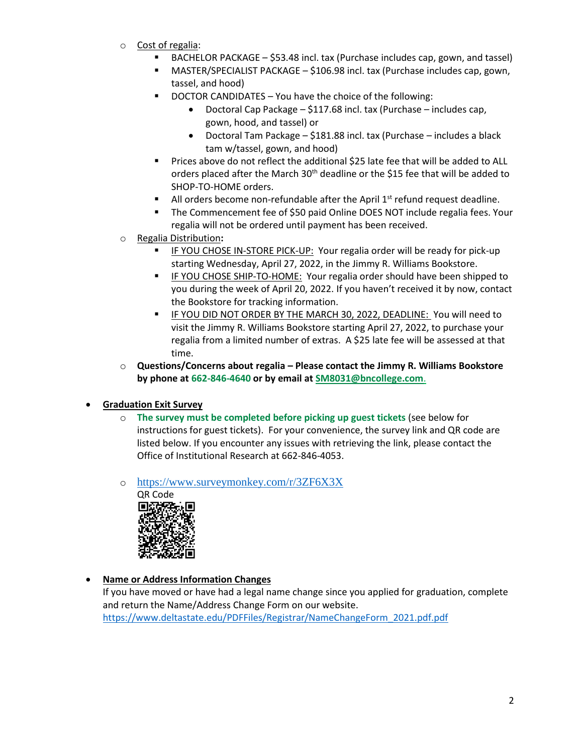- Cost of regalia:
  - BACHELOR PACKAGE – $53.48 incl. tax (Purchase includes cap, gown, and tassel)
  - MASTER/SPECIALIST PACKAGE – $106.98 incl. tax (Purchase includes cap, gown, tassel, and hood)
  - DOCTOR CANDIDATES – You have the choice of the following:
    - Doctoral Cap Package – $117.68 incl. tax (Purchase – includes cap, gown, hood, and tassel) or
    - Doctoral Tam Package – $181.88 incl. tax (Purchase – includes a black tam w/tassel, gown, and hood)
  - Prices above do not reflect the additional $25 late fee that will be added to ALL orders placed after the March 30th deadline or the $15 fee that will be added to SHOP-TO-HOME orders.
  - All orders become non-refundable after the April 1st refund request deadline.
  - The Commencement fee of $50 paid Online DOES NOT include regalia fees. Your regalia will not be ordered until payment has been received.
- Regalia Distribution**:**
  - IF YOU CHOSE IN-STORE PICK-UP: Your regalia order will be ready for pick-up starting Wednesday, April 27, 2022, in the Jimmy R. Williams Bookstore.
  - IF YOU CHOSE SHIP-TO-HOME: Your regalia order should have been shipped to you during the week of April 20, 2022. If you haven't received it by now, contact the Bookstore for tracking information.
  - IF YOU DID NOT ORDER BY THE MARCH 30, 2022, DEADLINE: You will need to visit the Jimmy R. Williams Bookstore starting April 27, 2022, to purchase your regalia from a limited number of extras. A $25 late fee will be assessed at that time.
- **Questions/Concerns about regalia – Please contact the Jimmy R. Williams Bookstore by phone at 662-846-4640 or by email at SM8031@bncollege.com.**

- **Graduation Exit Survey**
  - **The survey must be completed before picking up guest tickets** (see below for instructions for guest tickets). For your convenience, the survey link and QR code are listed below. If you encounter any issues with retrieving the link, please contact the Office of Institutional Research at 662-846-4053.
  - https://www.surveymonkey.com/r/3ZF6X3X
    
    QR Code

- **Name or Address Information Changes**
  
  If you have moved or have had a legal name change since you applied for graduation, complete and return the Name/Address Change Form on our website.
  https://www.deltastate.edu/PDFFiles/Registrar/NameChangeForm_2021.pdf.pdf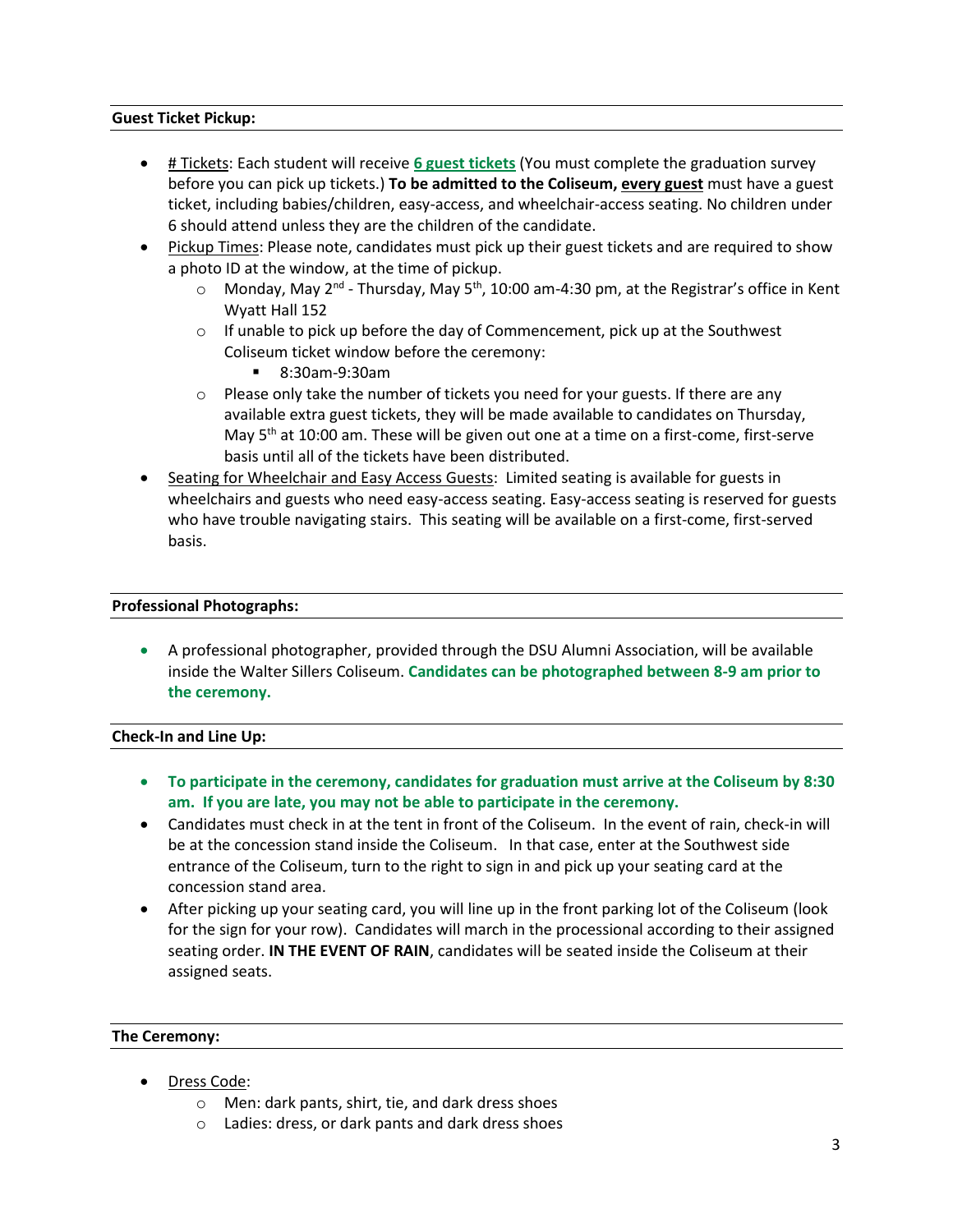## Guest Ticket Pickup:

- # Tickets: Each student will receive **6 guest tickets** (You must complete the graduation survey before you can pick up tickets.) **To be admitted to the Coliseum, every guest** must have a guest ticket, including babies/children, easy-access, and wheelchair-access seating. No children under 6 should attend unless they are the children of the candidate.
- Pickup Times: Please note, candidates must pick up their guest tickets and are required to show a photo ID at the window, at the time of pickup.
  - Monday, May 2nd - Thursday, May 5th, 10:00 am-4:30 pm, at the Registrar's office in Kent Wyatt Hall 152
  - If unable to pick up before the day of Commencement, pick up at the Southwest Coliseum ticket window before the ceremony:
    - 8:30am-9:30am
  - Please only take the number of tickets you need for your guests. If there are any available extra guest tickets, they will be made available to candidates on Thursday, May 5th at 10:00 am. These will be given out one at a time on a first-come, first-serve basis until all of the tickets have been distributed.
- Seating for Wheelchair and Easy Access Guests: Limited seating is available for guests in wheelchairs and guests who need easy-access seating. Easy-access seating is reserved for guests who have trouble navigating stairs. This seating will be available on a first-come, first-served basis.

## Professional Photographs:

- A professional photographer, provided through the DSU Alumni Association, will be available inside the Walter Sillers Coliseum. **Candidates can be photographed between 8-9 am prior to the ceremony.**

## Check-In and Line Up:

- **To participate in the ceremony, candidates for graduation must arrive at the Coliseum by 8:30 am. If you are late, you may not be able to participate in the ceremony.**
- Candidates must check in at the tent in front of the Coliseum. In the event of rain, check-in will be at the concession stand inside the Coliseum. In that case, enter at the Southwest side entrance of the Coliseum, turn to the right to sign in and pick up your seating card at the concession stand area.
- After picking up your seating card, you will line up in the front parking lot of the Coliseum (look for the sign for your row). Candidates will march in the processional according to their assigned seating order. **IN THE EVENT OF RAIN**, candidates will be seated inside the Coliseum at their assigned seats.

## The Ceremony:

- Dress Code:
  - Men: dark pants, shirt, tie, and dark dress shoes
  - Ladies: dress, or dark pants and dark dress shoes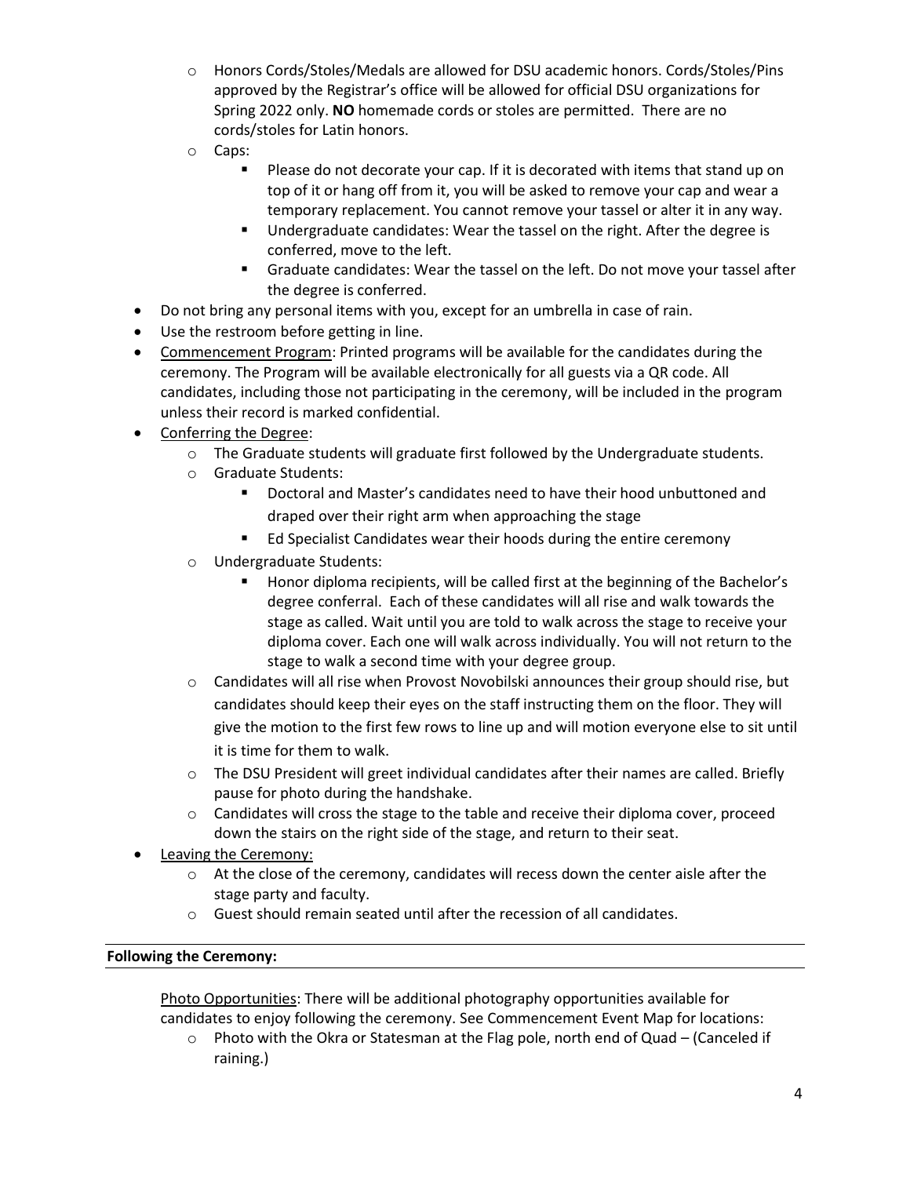- Honors Cords/Stoles/Medals are allowed for DSU academic honors. Cords/Stoles/Pins approved by the Registrar's office will be allowed for official DSU organizations for Spring 2022 only. **NO** homemade cords or stoles are permitted. There are no cords/stoles for Latin honors.
  - Caps:
    - Please do not decorate your cap. If it is decorated with items that stand up on top of it or hang off from it, you will be asked to remove your cap and wear a temporary replacement. You cannot remove your tassel or alter it in any way.
    - Undergraduate candidates: Wear the tassel on the right. After the degree is conferred, move to the left.
    - Graduate candidates: Wear the tassel on the left. Do not move your tassel after the degree is conferred.
- Do not bring any personal items with you, except for an umbrella in case of rain.
- Use the restroom before getting in line.
- <u>Commencement Program</u>: Printed programs will be available for the candidates during the ceremony. The Program will be available electronically for all guests via a QR code. All candidates, including those not participating in the ceremony, will be included in the program unless their record is marked confidential.
- <u>Conferring the Degree</u>:
  - The Graduate students will graduate first followed by the Undergraduate students.
  - Graduate Students:
    - Doctoral and Master's candidates need to have their hood unbuttoned and draped over their right arm when approaching the stage
    - Ed Specialist Candidates wear their hoods during the entire ceremony
  - Undergraduate Students:
    - Honor diploma recipients, will be called first at the beginning of the Bachelor's degree conferral. Each of these candidates will all rise and walk towards the stage as called. Wait until you are told to walk across the stage to receive your diploma cover. Each one will walk across individually. You will not return to the stage to walk a second time with your degree group.
  - Candidates will all rise when Provost Novobilski announces their group should rise, but candidates should keep their eyes on the staff instructing them on the floor. They will give the motion to the first few rows to line up and will motion everyone else to sit until it is time for them to walk.
  - The DSU President will greet individual candidates after their names are called. Briefly pause for photo during the handshake.
  - Candidates will cross the stage to the table and receive their diploma cover, proceed down the stairs on the right side of the stage, and return to their seat.
- <u>Leaving the Ceremony:</u>
  - At the close of the ceremony, candidates will recess down the center aisle after the stage party and faculty.
  - Guest should remain seated until after the recession of all candidates.

**Following the Ceremony:**

<u>Photo Opportunities</u>: There will be additional photography opportunities available for candidates to enjoy following the ceremony. See Commencement Event Map for locations:

- Photo with the Okra or Statesman at the Flag pole, north end of Quad – (Canceled if raining.)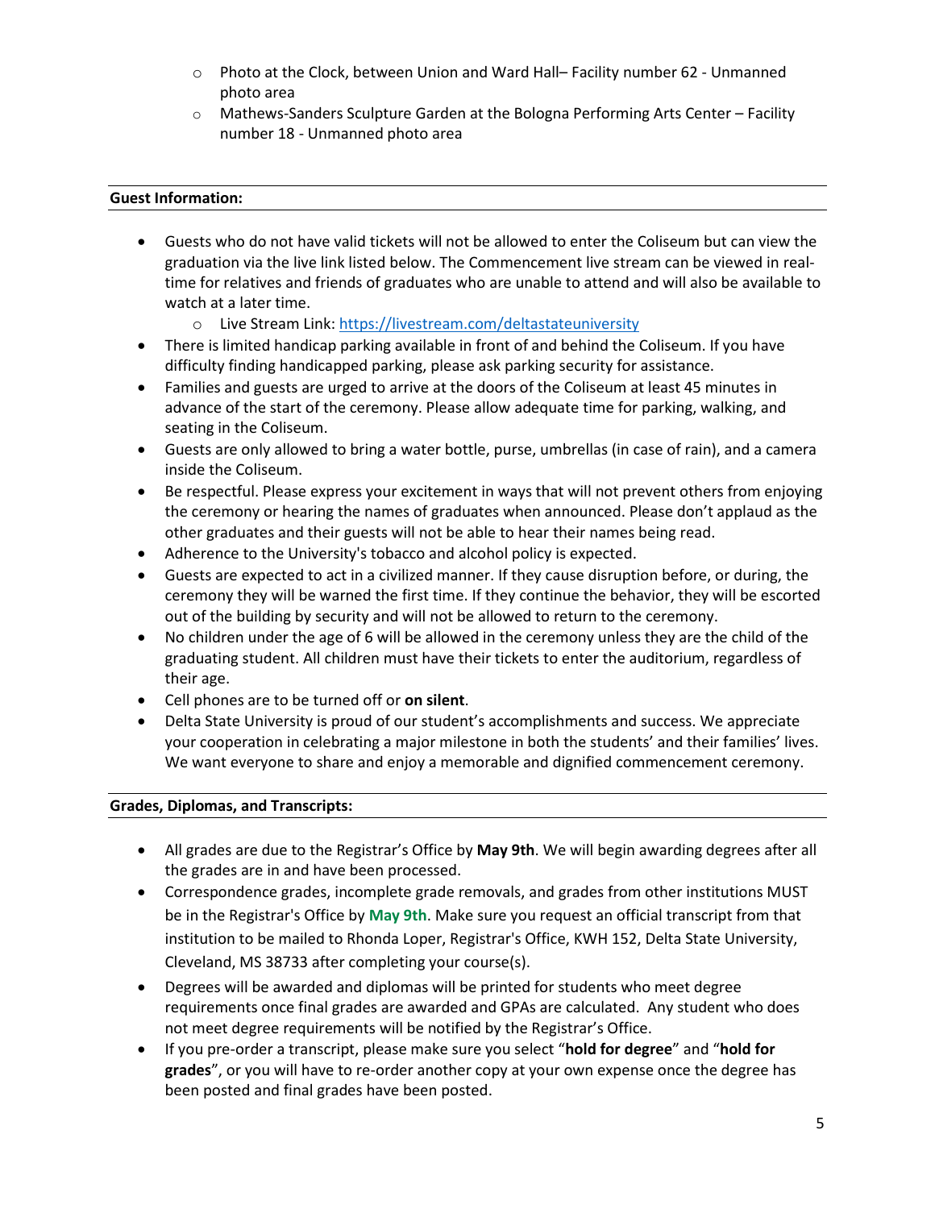- Photo at the Clock, between Union and Ward Hall– Facility number 62 - Unmanned photo area
- Mathews-Sanders Sculpture Garden at the Bologna Performing Arts Center – Facility number 18 - Unmanned photo area

**Guest Information:**

- Guests who do not have valid tickets will not be allowed to enter the Coliseum but can view the graduation via the live link listed below. The Commencement live stream can be viewed in real-time for relatives and friends of graduates who are unable to attend and will also be available to watch at a later time.
  - Live Stream Link: https://livestream.com/deltastateuniversity
- There is limited handicap parking available in front of and behind the Coliseum. If you have difficulty finding handicapped parking, please ask parking security for assistance.
- Families and guests are urged to arrive at the doors of the Coliseum at least 45 minutes in advance of the start of the ceremony. Please allow adequate time for parking, walking, and seating in the Coliseum.
- Guests are only allowed to bring a water bottle, purse, umbrellas (in case of rain), and a camera inside the Coliseum.
- Be respectful. Please express your excitement in ways that will not prevent others from enjoying the ceremony or hearing the names of graduates when announced. Please don't applaud as the other graduates and their guests will not be able to hear their names being read.
- Adherence to the University's tobacco and alcohol policy is expected.
- Guests are expected to act in a civilized manner. If they cause disruption before, or during, the ceremony they will be warned the first time. If they continue the behavior, they will be escorted out of the building by security and will not be allowed to return to the ceremony.
- No children under the age of 6 will be allowed in the ceremony unless they are the child of the graduating student. All children must have their tickets to enter the auditorium, regardless of their age.
- Cell phones are to be turned off or **on silent**.
- Delta State University is proud of our student's accomplishments and success. We appreciate your cooperation in celebrating a major milestone in both the students' and their families' lives. We want everyone to share and enjoy a memorable and dignified commencement ceremony.

**Grades, Diplomas, and Transcripts:**

- All grades are due to the Registrar's Office by **May 9th**. We will begin awarding degrees after all the grades are in and have been processed.
- Correspondence grades, incomplete grade removals, and grades from other institutions MUST be in the Registrar's Office by **May 9th**. Make sure you request an official transcript from that institution to be mailed to Rhonda Loper, Registrar's Office, KWH 152, Delta State University, Cleveland, MS 38733 after completing your course(s).
- Degrees will be awarded and diplomas will be printed for students who meet degree requirements once final grades are awarded and GPAs are calculated. Any student who does not meet degree requirements will be notified by the Registrar's Office.
- If you pre-order a transcript, please make sure you select "**hold for degree**" and "**hold for grades**", or you will have to re-order another copy at your own expense once the degree has been posted and final grades have been posted.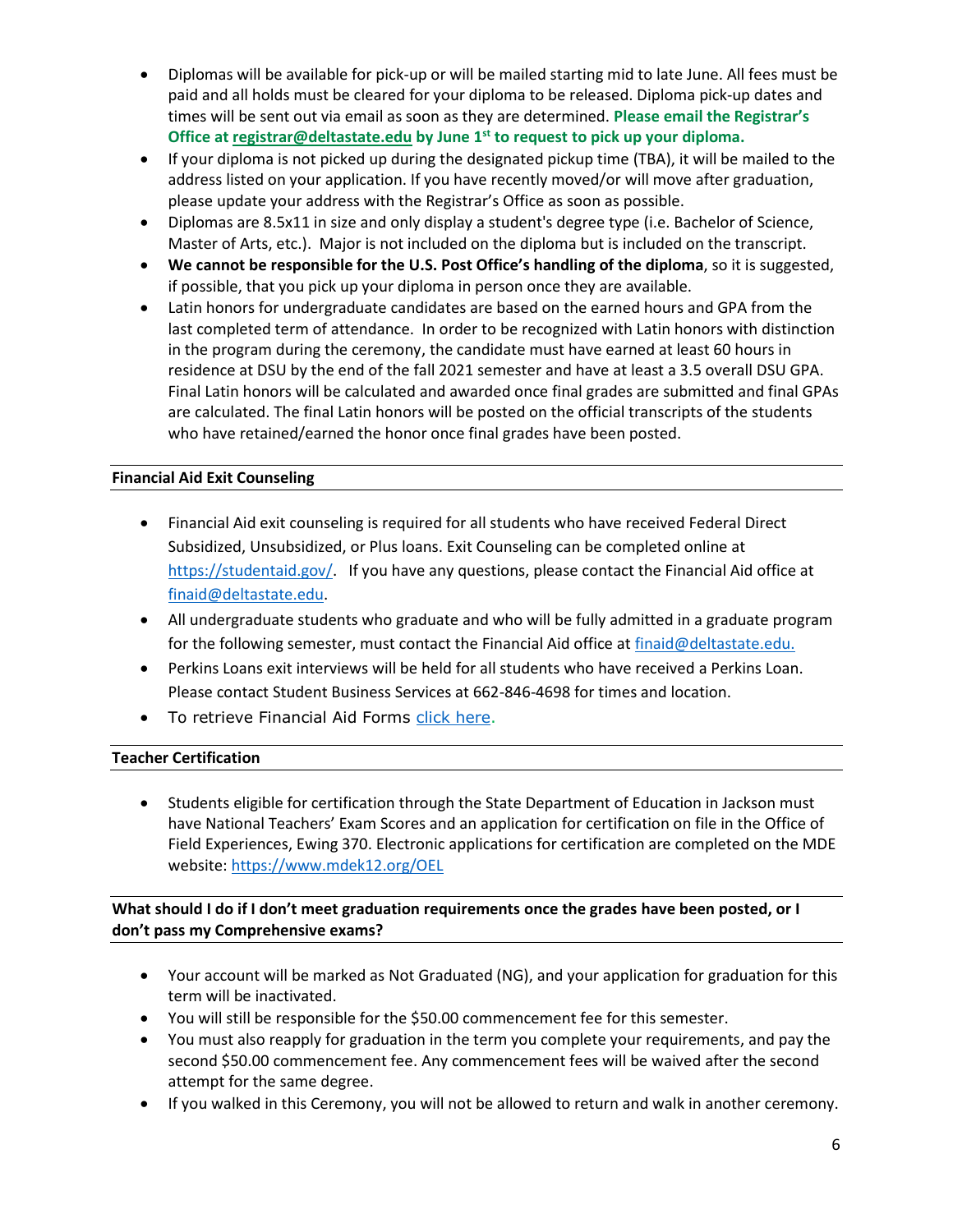- Diplomas will be available for pick-up or will be mailed starting mid to late June. All fees must be paid and all holds must be cleared for your diploma to be released. Diploma pick-up dates and times will be sent out via email as soon as they are determined. **Please email the Registrar's Office at registrar@deltastate.edu by June 1st to request to pick up your diploma.**
- If your diploma is not picked up during the designated pickup time (TBA), it will be mailed to the address listed on your application. If you have recently moved/or will move after graduation, please update your address with the Registrar's Office as soon as possible.
- Diplomas are 8.5x11 in size and only display a student's degree type (i.e. Bachelor of Science, Master of Arts, etc.). Major is not included on the diploma but is included on the transcript.
- **We cannot be responsible for the U.S. Post Office's handling of the diploma**, so it is suggested, if possible, that you pick up your diploma in person once they are available.
- Latin honors for undergraduate candidates are based on the earned hours and GPA from the last completed term of attendance. In order to be recognized with Latin honors with distinction in the program during the ceremony, the candidate must have earned at least 60 hours in residence at DSU by the end of the fall 2021 semester and have at least a 3.5 overall DSU GPA. Final Latin honors will be calculated and awarded once final grades are submitted and final GPAs are calculated. The final Latin honors will be posted on the official transcripts of the students who have retained/earned the honor once final grades have been posted.

**Financial Aid Exit Counseling**

- Financial Aid exit counseling is required for all students who have received Federal Direct Subsidized, Unsubsidized, or Plus loans. Exit Counseling can be completed online at https://studentaid.gov/. If you have any questions, please contact the Financial Aid office at finaid@deltastate.edu.
- All undergraduate students who graduate and who will be fully admitted in a graduate program for the following semester, must contact the Financial Aid office at finaid@deltastate.edu.
- Perkins Loans exit interviews will be held for all students who have received a Perkins Loan. Please contact Student Business Services at 662-846-4698 for times and location.
- To retrieve Financial Aid Forms click here.

**Teacher Certification**

- Students eligible for certification through the State Department of Education in Jackson must have National Teachers' Exam Scores and an application for certification on file in the Office of Field Experiences, Ewing 370. Electronic applications for certification are completed on the MDE website: https://www.mdek12.org/OEL

**What should I do if I don't meet graduation requirements once the grades have been posted, or I don't pass my Comprehensive exams?**

- Your account will be marked as Not Graduated (NG), and your application for graduation for this term will be inactivated.
- You will still be responsible for the $50.00 commencement fee for this semester.
- You must also reapply for graduation in the term you complete your requirements, and pay the second $50.00 commencement fee. Any commencement fees will be waived after the second attempt for the same degree.
- If you walked in this Ceremony, you will not be allowed to return and walk in another ceremony.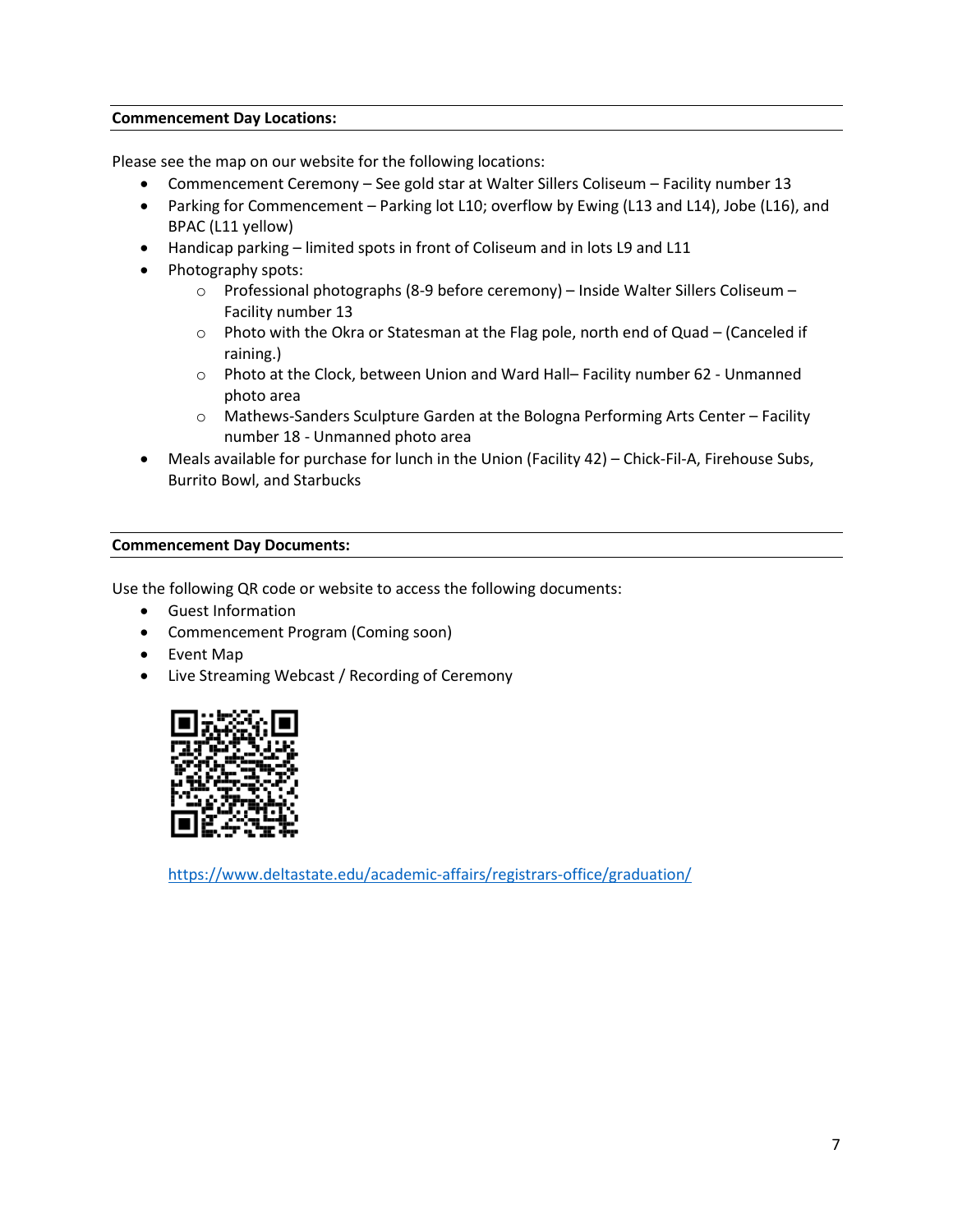**Commencement Day Locations:**

Please see the map on our website for the following locations:

- Commencement Ceremony – See gold star at Walter Sillers Coliseum – Facility number 13
- Parking for Commencement – Parking lot L10; overflow by Ewing (L13 and L14), Jobe (L16), and BPAC (L11 yellow)
- Handicap parking – limited spots in front of Coliseum and in lots L9 and L11
- Photography spots:
  - Professional photographs (8-9 before ceremony) – Inside Walter Sillers Coliseum – Facility number 13
  - Photo with the Okra or Statesman at the Flag pole, north end of Quad – (Canceled if raining.)
  - Photo at the Clock, between Union and Ward Hall– Facility number 62 - Unmanned photo area
  - Mathews-Sanders Sculpture Garden at the Bologna Performing Arts Center – Facility number 18 - Unmanned photo area
- Meals available for purchase for lunch in the Union (Facility 42) – Chick-Fil-A, Firehouse Subs, Burrito Bowl, and Starbucks

**Commencement Day Documents:**

Use the following QR code or website to access the following documents:

- Guest Information
- Commencement Program (Coming soon)
- Event Map
- Live Streaming Webcast / Recording of Ceremony

https://www.deltastate.edu/academic-affairs/registrars-office/graduation/